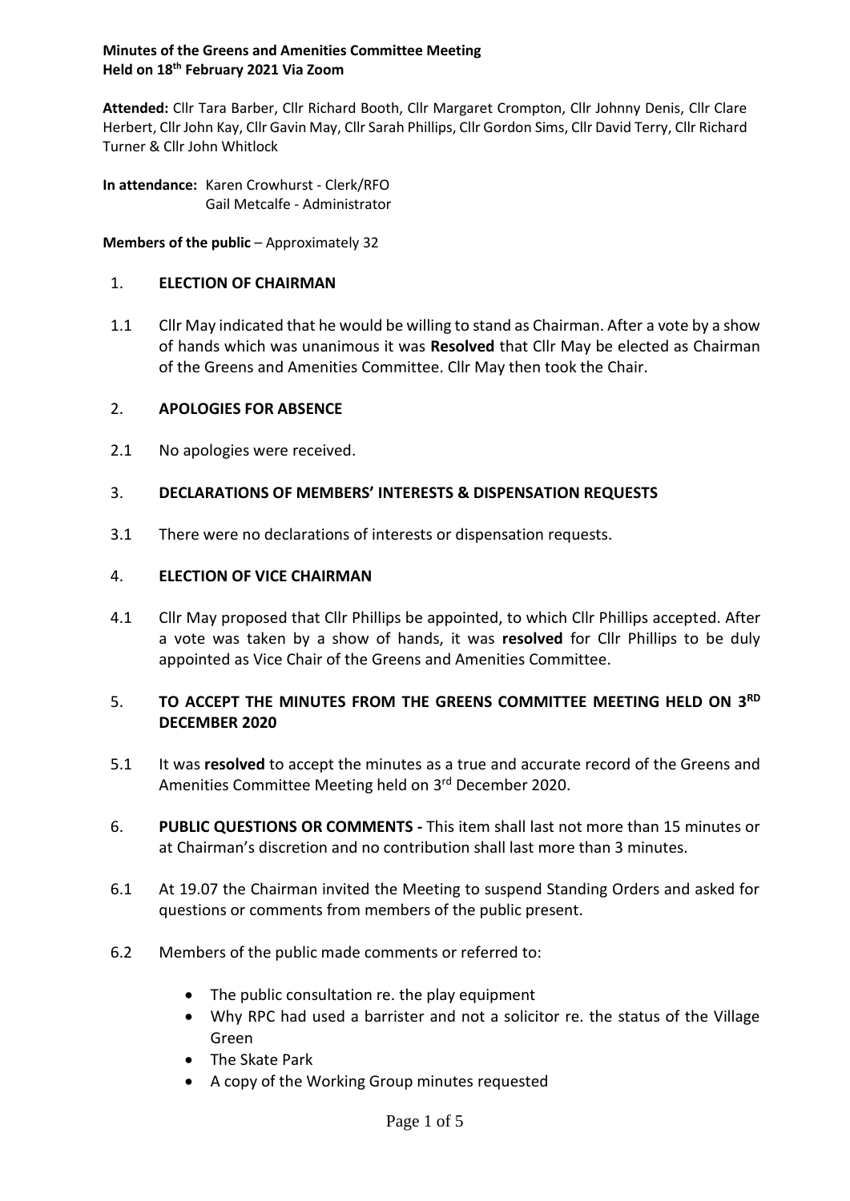**Minutes of the Greens and Amenities Committee Meeting**
**Held on 18th February 2021 Via Zoom**

**Attended:** Cllr Tara Barber, Cllr Richard Booth, Cllr Margaret Crompton, Cllr Johnny Denis, Cllr Clare Herbert, Cllr John Kay, Cllr Gavin May, Cllr Sarah Phillips, Cllr Gordon Sims, Cllr David Terry, Cllr Richard Turner & Cllr John Whitlock

**In attendance:** Karen Crowhurst - Clerk/RFO
Gail Metcalfe - Administrator

**Members of the public** – Approximately 32

1. **ELECTION OF CHAIRMAN**

1.1 Cllr May indicated that he would be willing to stand as Chairman. After a vote by a show of hands which was unanimous it was **Resolved** that Cllr May be elected as Chairman of the Greens and Amenities Committee. Cllr May then took the Chair.

2. **APOLOGIES FOR ABSENCE**

2.1 No apologies were received.

3. **DECLARATIONS OF MEMBERS' INTERESTS & DISPENSATION REQUESTS**

3.1 There were no declarations of interests or dispensation requests.

4. **ELECTION OF VICE CHAIRMAN**

4.1 Cllr May proposed that Cllr Phillips be appointed, to which Cllr Phillips accepted. After a vote was taken by a show of hands, it was **resolved** for Cllr Phillips to be duly appointed as Vice Chair of the Greens and Amenities Committee.

5. **TO ACCEPT THE MINUTES FROM THE GREENS COMMITTEE MEETING HELD ON 3RD DECEMBER 2020**

5.1 It was **resolved** to accept the minutes as a true and accurate record of the Greens and Amenities Committee Meeting held on 3rd December 2020.

6. **PUBLIC QUESTIONS OR COMMENTS -** This item shall last not more than 15 minutes or at Chairman's discretion and no contribution shall last more than 3 minutes.

6.1 At 19.07 the Chairman invited the Meeting to suspend Standing Orders and asked for questions or comments from members of the public present.

6.2 Members of the public made comments or referred to:

- The public consultation re. the play equipment
- Why RPC had used a barrister and not a solicitor re. the status of the Village Green
- The Skate Park
- A copy of the Working Group minutes requested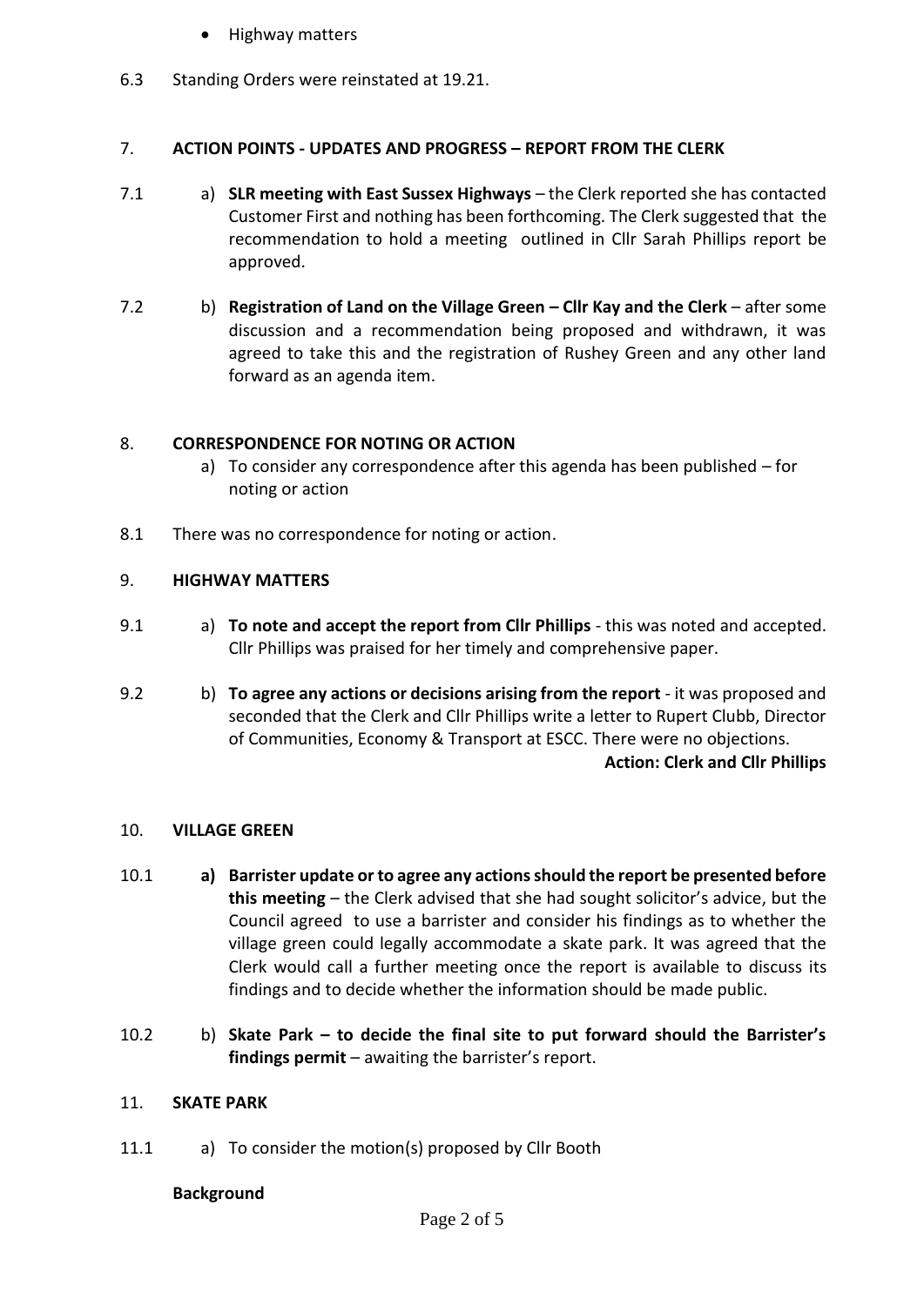- Highway matters

6.3 Standing Orders were reinstated at 19.21.

## 7. ACTION POINTS - UPDATES AND PROGRESS – REPORT FROM THE CLERK

7.1 a) **SLR meeting with East Sussex Highways** – the Clerk reported she has contacted Customer First and nothing has been forthcoming. The Clerk suggested that the recommendation to hold a meeting outlined in Cllr Sarah Phillips report be approved.

7.2 b) **Registration of Land on the Village Green – Cllr Kay and the Clerk** – after some discussion and a recommendation being proposed and withdrawn, it was agreed to take this and the registration of Rushey Green and any other land forward as an agenda item.

## 8. CORRESPONDENCE FOR NOTING OR ACTION

a) To consider any correspondence after this agenda has been published – for noting or action

8.1 There was no correspondence for noting or action.

## 9. HIGHWAY MATTERS

9.1 a) **To note and accept the report from Cllr Phillips** - this was noted and accepted. Cllr Phillips was praised for her timely and comprehensive paper.

9.2 b) **To agree any actions or decisions arising from the report** - it was proposed and seconded that the Clerk and Cllr Phillips write a letter to Rupert Clubb, Director of Communities, Economy & Transport at ESCC. There were no objections.

**Action: Clerk and Cllr Phillips**

## 10. VILLAGE GREEN

10.1 **a) Barrister update or to agree any actions should the report be presented before this meeting** – the Clerk advised that she had sought solicitor's advice, but the Council agreed to use a barrister and consider his findings as to whether the village green could legally accommodate a skate park. It was agreed that the Clerk would call a further meeting once the report is available to discuss its findings and to decide whether the information should be made public.

10.2 b) **Skate Park – to decide the final site to put forward should the Barrister's findings permit** – awaiting the barrister's report.

## 11. SKATE PARK

11.1 a) To consider the motion(s) proposed by Cllr Booth

**Background**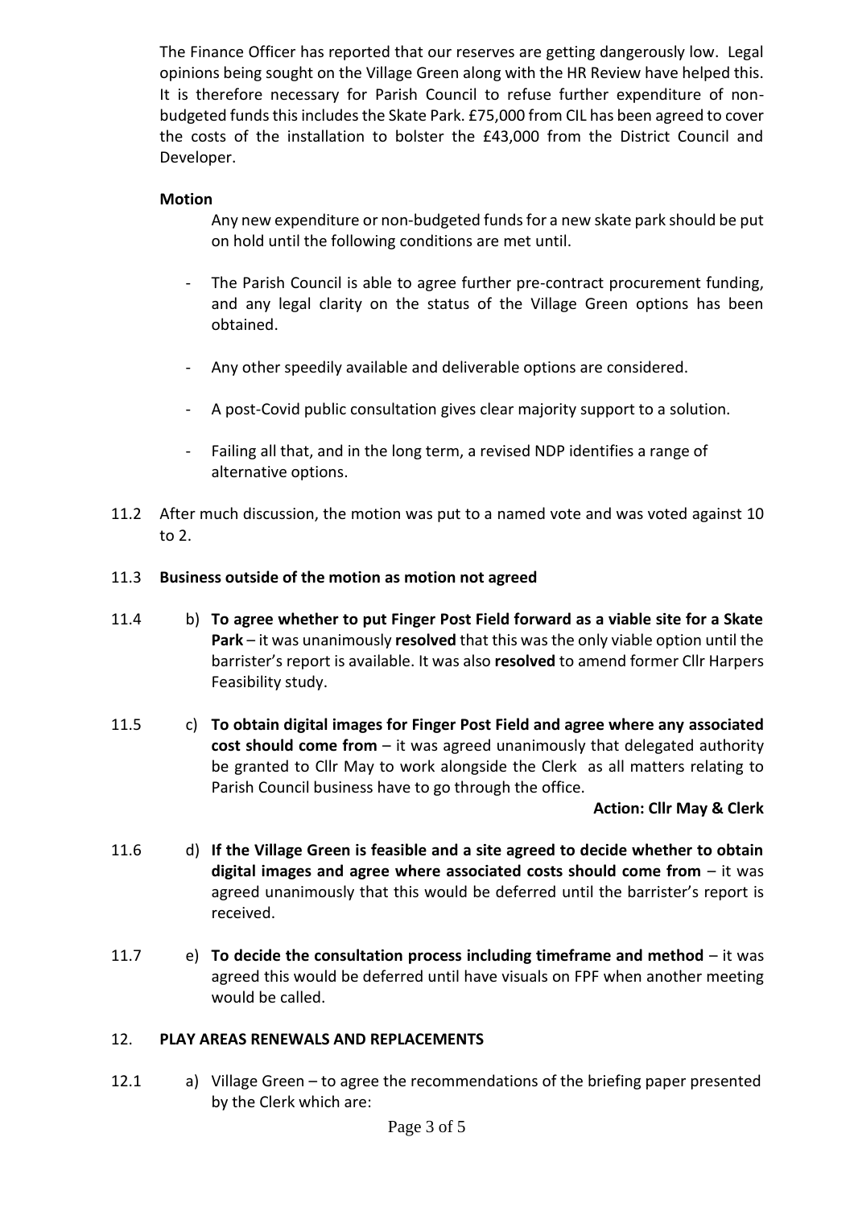The Finance Officer has reported that our reserves are getting dangerously low. Legal opinions being sought on the Village Green along with the HR Review have helped this. It is therefore necessary for Parish Council to refuse further expenditure of non-budgeted funds this includes the Skate Park. £75,000 from CIL has been agreed to cover the costs of the installation to bolster the £43,000 from the District Council and Developer.

**Motion**

Any new expenditure or non-budgeted funds for a new skate park should be put on hold until the following conditions are met until.

- The Parish Council is able to agree further pre-contract procurement funding, and any legal clarity on the status of the Village Green options has been obtained.
- Any other speedily available and deliverable options are considered.
- A post-Covid public consultation gives clear majority support to a solution.
- Failing all that, and in the long term, a revised NDP identifies a range of alternative options.

11.2 After much discussion, the motion was put to a named vote and was voted against 10 to 2.

11.3 **Business outside of the motion as motion not agreed**

11.4 b) **To agree whether to put Finger Post Field forward as a viable site for a Skate Park** – it was unanimously **resolved** that this was the only viable option until the barrister's report is available. It was also **resolved** to amend former Cllr Harpers Feasibility study.

11.5 c) **To obtain digital images for Finger Post Field and agree where any associated cost should come from** – it was agreed unanimously that delegated authority be granted to Cllr May to work alongside the Clerk as all matters relating to Parish Council business have to go through the office.

**Action: Cllr May & Clerk**

11.6 d) **If the Village Green is feasible and a site agreed to decide whether to obtain digital images and agree where associated costs should come from** – it was agreed unanimously that this would be deferred until the barrister's report is received.

11.7 e) **To decide the consultation process including timeframe and method** – it was agreed this would be deferred until have visuals on FPF when another meeting would be called.

## 12. PLAY AREAS RENEWALS AND REPLACEMENTS

12.1 a) Village Green – to agree the recommendations of the briefing paper presented by the Clerk which are: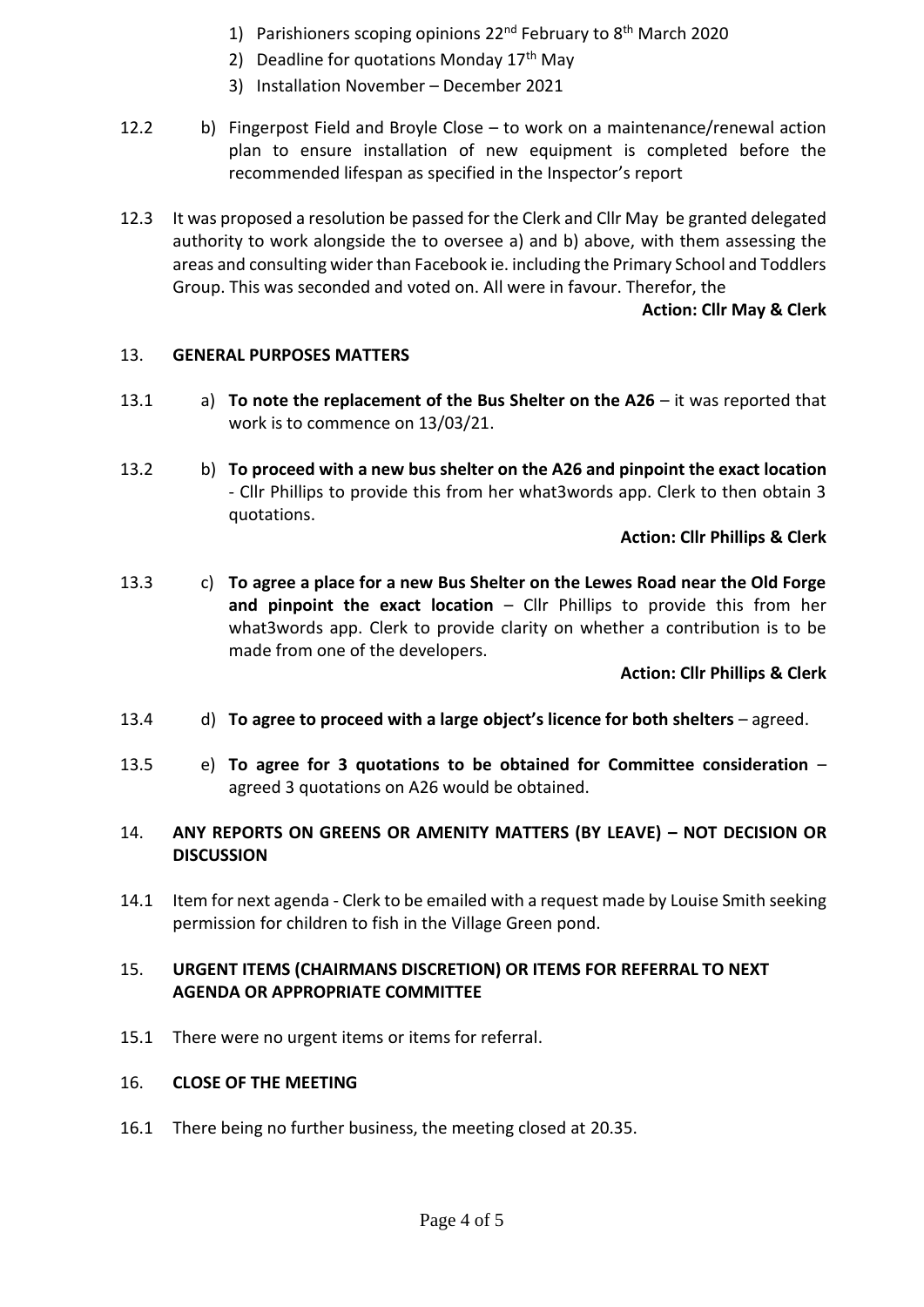1) Parishioners scoping opinions 22nd February to 8th March 2020
2) Deadline for quotations Monday 17th May
3) Installation November – December 2021

12.2 b) Fingerpost Field and Broyle Close – to work on a maintenance/renewal action plan to ensure installation of new equipment is completed before the recommended lifespan as specified in the Inspector's report

12.3 It was proposed a resolution be passed for the Clerk and Cllr May be granted delegated authority to work alongside the to oversee a) and b) above, with them assessing the areas and consulting wider than Facebook ie. including the Primary School and Toddlers Group. This was seconded and voted on. All were in favour. Therefor, the

**Action: Cllr May & Clerk**

## 13. GENERAL PURPOSES MATTERS

13.1 a) **To note the replacement of the Bus Shelter on the A26** – it was reported that work is to commence on 13/03/21.

13.2 b) **To proceed with a new bus shelter on the A26 and pinpoint the exact location** - Cllr Phillips to provide this from her what3words app. Clerk to then obtain 3 quotations.

**Action: Cllr Phillips & Clerk**

13.3 c) **To agree a place for a new Bus Shelter on the Lewes Road near the Old Forge and pinpoint the exact location** – Cllr Phillips to provide this from her what3words app. Clerk to provide clarity on whether a contribution is to be made from one of the developers.

**Action: Cllr Phillips & Clerk**

13.4 d) **To agree to proceed with a large object's licence for both shelters** – agreed.

13.5 e) **To agree for 3 quotations to be obtained for Committee consideration** – agreed 3 quotations on A26 would be obtained.

## 14. ANY REPORTS ON GREENS OR AMENITY MATTERS (BY LEAVE) – NOT DECISION OR DISCUSSION

14.1 Item for next agenda - Clerk to be emailed with a request made by Louise Smith seeking permission for children to fish in the Village Green pond.

## 15. URGENT ITEMS (CHAIRMANS DISCRETION) OR ITEMS FOR REFERRAL TO NEXT AGENDA OR APPROPRIATE COMMITTEE

15.1 There were no urgent items or items for referral.

## 16. CLOSE OF THE MEETING

16.1 There being no further business, the meeting closed at 20.35.